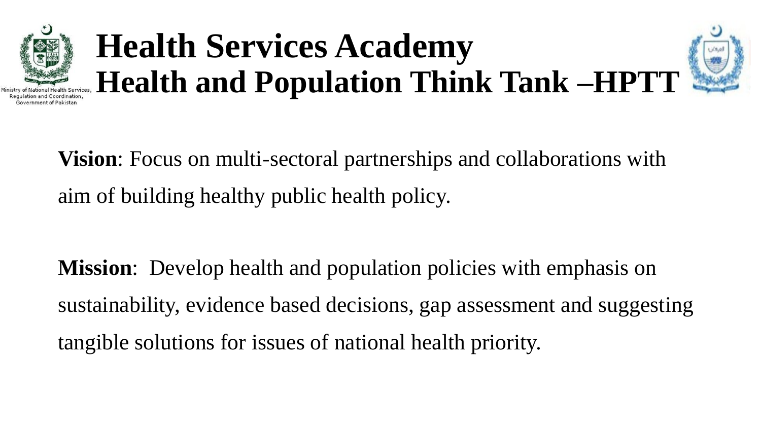Ministry of National Health Services, Regulation and Coordination, Government of Pakistan

# Health Services Academy
# Health and Population Think Tank –HPTT

**Vision**: Focus on multi-sectoral partnerships and collaborations with aim of building healthy public health policy.

**Mission**: Develop health and population policies with emphasis on sustainability, evidence based decisions, gap assessment and suggesting tangible solutions for issues of national health priority.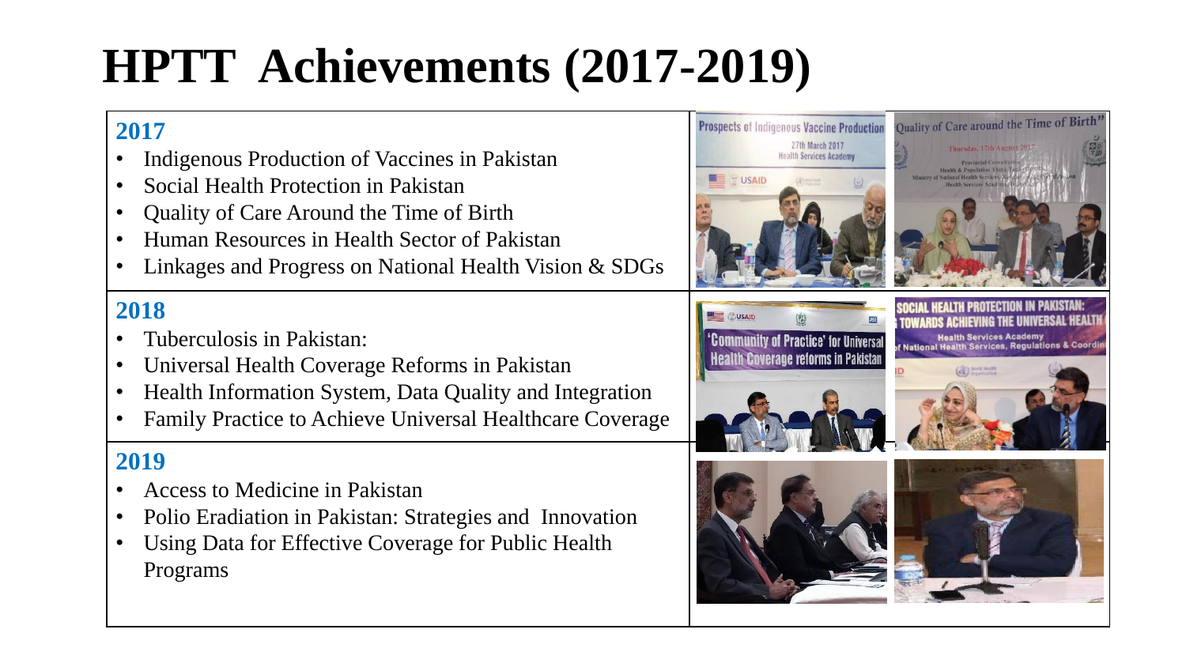# HPTT Achievements (2017-2019)

### 2017

- Indigenous Production of Vaccines in Pakistan
- Social Health Protection in Pakistan
- Quality of Care Around the Time of Birth
- Human Resources in Health Sector of Pakistan
- Linkages and Progress on National Health Vision & SDGs

### 2018

- Tuberculosis in Pakistan:
- Universal Health Coverage Reforms in Pakistan
- Health Information System, Data Quality and Integration
- Family Practice to Achieve Universal Healthcare Coverage

### 2019

- Access to Medicine in Pakistan
- Polio Eradiation in Pakistan: Strategies and Innovation
- Using Data for Effective Coverage for Public Health Programs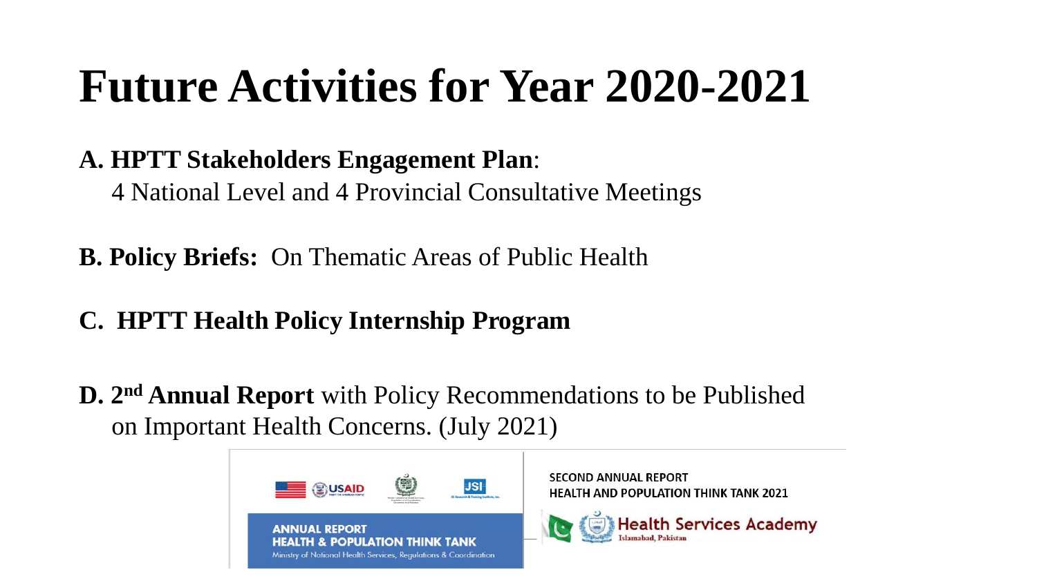# Future Activities for Year 2020-2021

**A. HPTT Stakeholders Engagement Plan**:
4 National Level and 4 Provincial Consultative Meetings

**B. Policy Briefs:** On Thematic Areas of Public Health

**C. HPTT Health Policy Internship Program**

**D. 2nd Annual Report** with Policy Recommendations to be Published on Important Health Concerns. (July 2021)

ANNUAL REPORT
HEALTH & POPULATION THINK TANK
Ministry of National Health Services, Regulations & Coordination

SECOND ANNUAL REPORT
HEALTH AND POPULATION THINK TANK 2021

Health Services Academy
Islamabad, Pakistan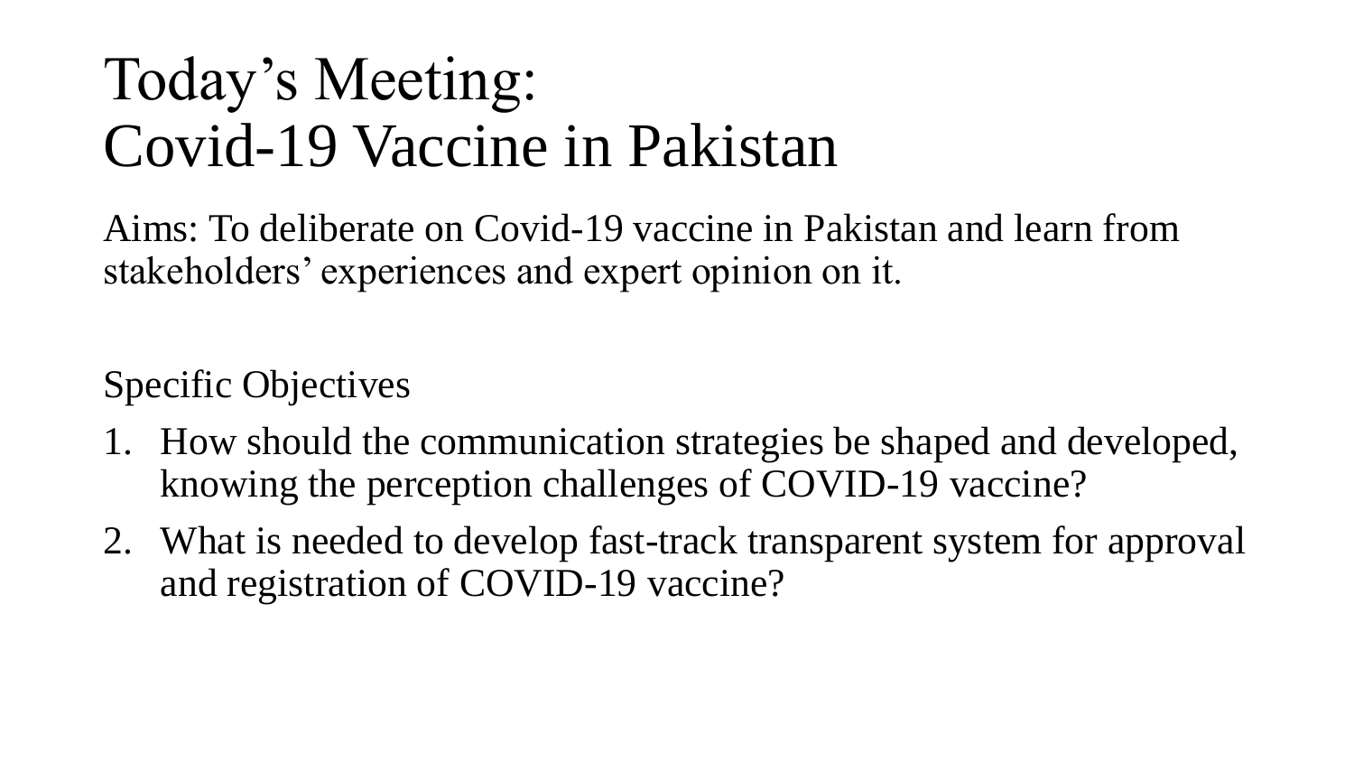# Today's Meeting:
# Covid-19 Vaccine in Pakistan

Aims: To deliberate on Covid-19 vaccine in Pakistan and learn from stakeholders' experiences and expert opinion on it.

Specific Objectives

1. How should the communication strategies be shaped and developed, knowing the perception challenges of COVID-19 vaccine?
2. What is needed to develop fast-track transparent system for approval and registration of COVID-19 vaccine?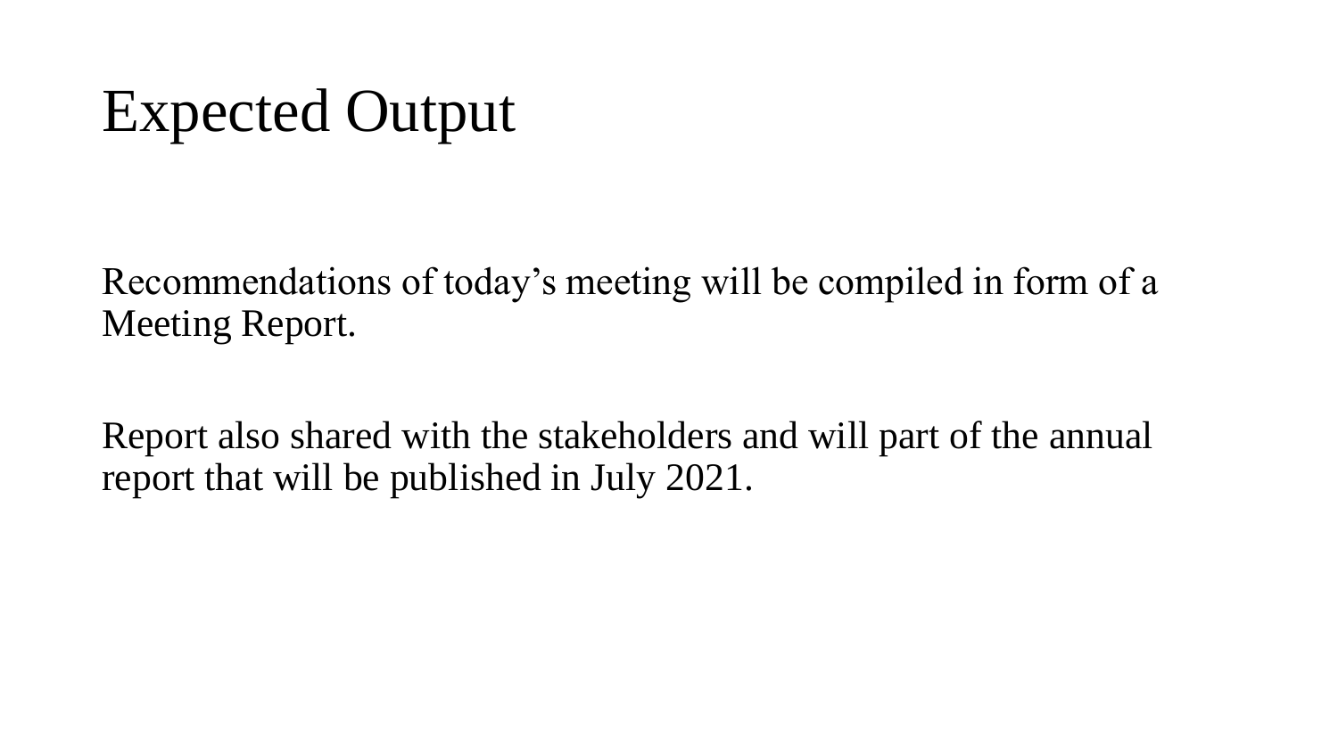# Expected Output

Recommendations of today's meeting will be compiled in form of a Meeting Report.

Report also shared with the stakeholders and will part of the annual report that will be published in July 2021.